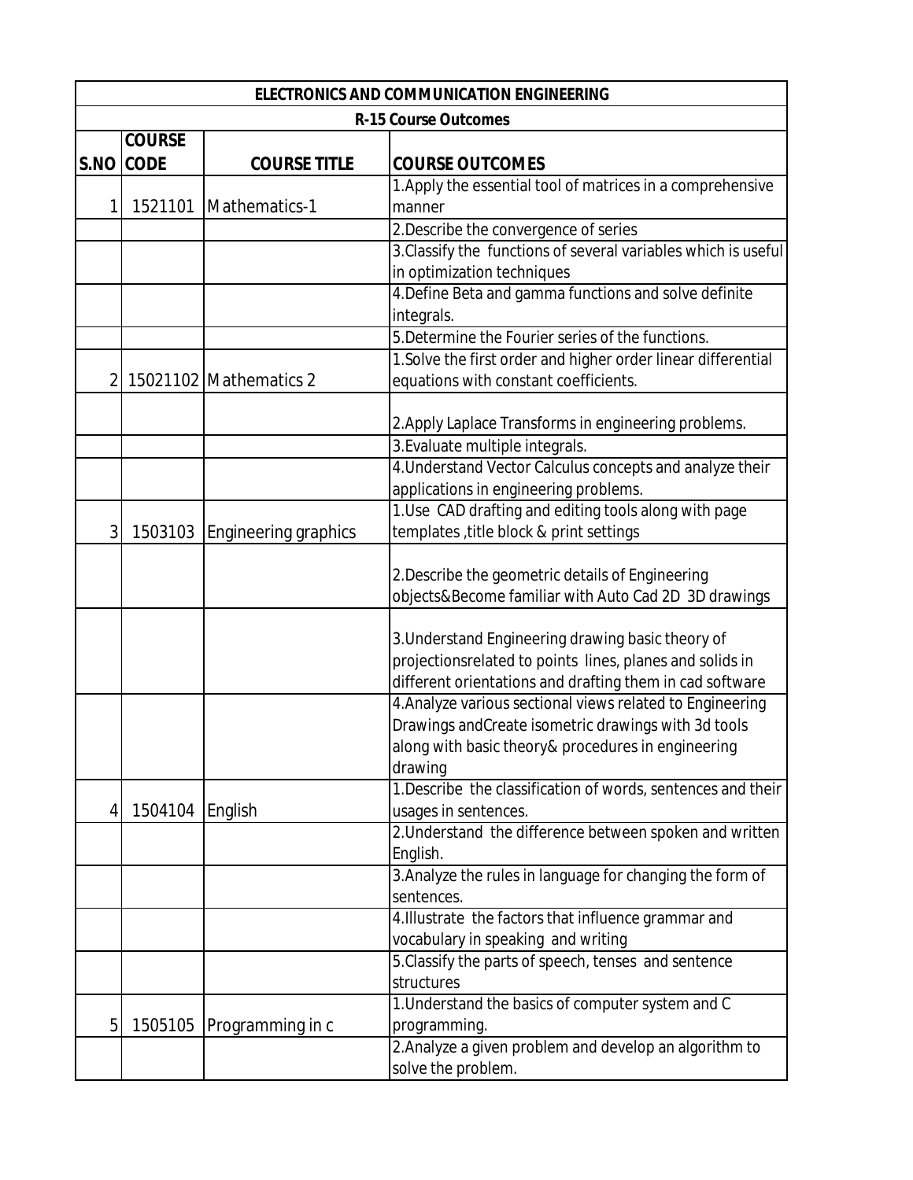| ELECTRONICS AND COMMUNICATION ENGINEERING | | | |
|---|---|---|---|
| R-15 Course Outcomes | | | |
| S.NO | COURSE CODE | COURSE TITLE | COURSE OUTCOMES |
| 1 | 1521101 | Mathematics-1 | 1.Apply the essential tool of matrices in a comprehensive manner |
| | | | 2.Describe the convergence of series |
| | | | 3.Classify the functions of several variables which is useful in optimization techniques |
| | | | 4.Define Beta and gamma functions and solve definite integrals. |
| | | | 5.Determine the Fourier series of the functions. |
| 2 | 15021102 | Mathematics 2 | 1.Solve the first order and higher order linear differential equations with constant coefficients. |
| | | | 2.Apply Laplace Transforms in engineering problems. |
| | | | 3.Evaluate multiple integrals. |
| | | | 4.Understand Vector Calculus concepts and analyze their applications in engineering problems. |
| 3 | 1503103 | Engineering graphics | 1.Use CAD drafting and editing tools along with page templates ,title block & print settings |
| | | | 2.Describe the geometric details of Engineering objects&Become familiar with Auto Cad 2D 3D drawings |
| | | | 3.Understand Engineering drawing basic theory of projectionsrelated to points lines, planes and solids in different orientations and drafting them in cad software |
| | | | 4.Analyze various sectional views related to Engineering Drawings andCreate isometric drawings with 3d tools along with basic theory& procedures in engineering drawing |
| 4 | 1504104 | English | 1.Describe the classification of words, sentences and their usages in sentences. |
| | | | 2.Understand the difference between spoken and written English. |
| | | | 3.Analyze the rules in language for changing the form of sentences. |
| | | | 4.Illustrate the factors that influence grammar and vocabulary in speaking and writing |
| | | | 5.Classify the parts of speech, tenses and sentence structures |
| 5 | 1505105 | Programming in c | 1.Understand the basics of computer system and C programming. |
| | | | 2.Analyze a given problem and develop an algorithm to solve the problem. |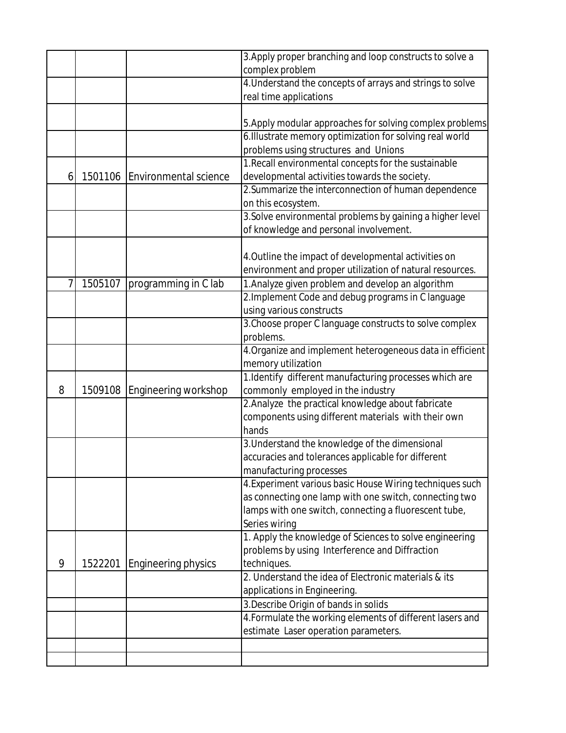| | | | |
|---|---|---|---|
| | | | 3.Apply proper branching and loop constructs to solve a complex problem |
| | | | 4.Understand the concepts of arrays and strings to solve real time applications |
| | | | 5.Apply modular approaches for solving complex problems |
| | | | 6.Illustrate memory optimization for solving real world problems using structures and Unions |
| 6 | 1501106 | Environmental science | 1.Recall environmental concepts for the sustainable developmental activities towards the society. |
| | | | 2.Summarize the interconnection of human dependence on this ecosystem. |
| | | | 3.Solve environmental problems by gaining a higher level of knowledge and personal involvement. |
| | | | 4.Outline the impact of developmental activities on environment and proper utilization of natural resources. |
| 7 | 1505107 | programming in C lab | 1.Analyze given problem and develop an algorithm |
| | | | 2.Implement Code and debug programs in C language using various constructs |
| | | | 3.Choose proper C language constructs to solve complex problems. |
| | | | 4.Organize and implement heterogeneous data in efficient memory utilization |
| 8 | 1509108 | Engineering workshop | 1.Identify different manufacturing processes which are commonly employed in the industry |
| | | | 2.Analyze the practical knowledge about fabricate components using different materials with their own hands |
| | | | 3.Understand the knowledge of the dimensional accuracies and tolerances applicable for different manufacturing processes |
| | | | 4.Experiment various basic House Wiring techniques such as connecting one lamp with one switch, connecting two lamps with one switch, connecting a fluorescent tube, Series wiring |
| 9 | 1522201 | Engineering physics | 1. Apply the knowledge of Sciences to solve engineering problems by using Interference and Diffraction techniques. |
| | | | 2. Understand the idea of Electronic materials & its applications in Engineering. |
| | | | 3.Describe Origin of bands in solids |
| | | | 4.Formulate the working elements of different lasers and estimate Laser operation parameters. |
| | | | |
| | | | |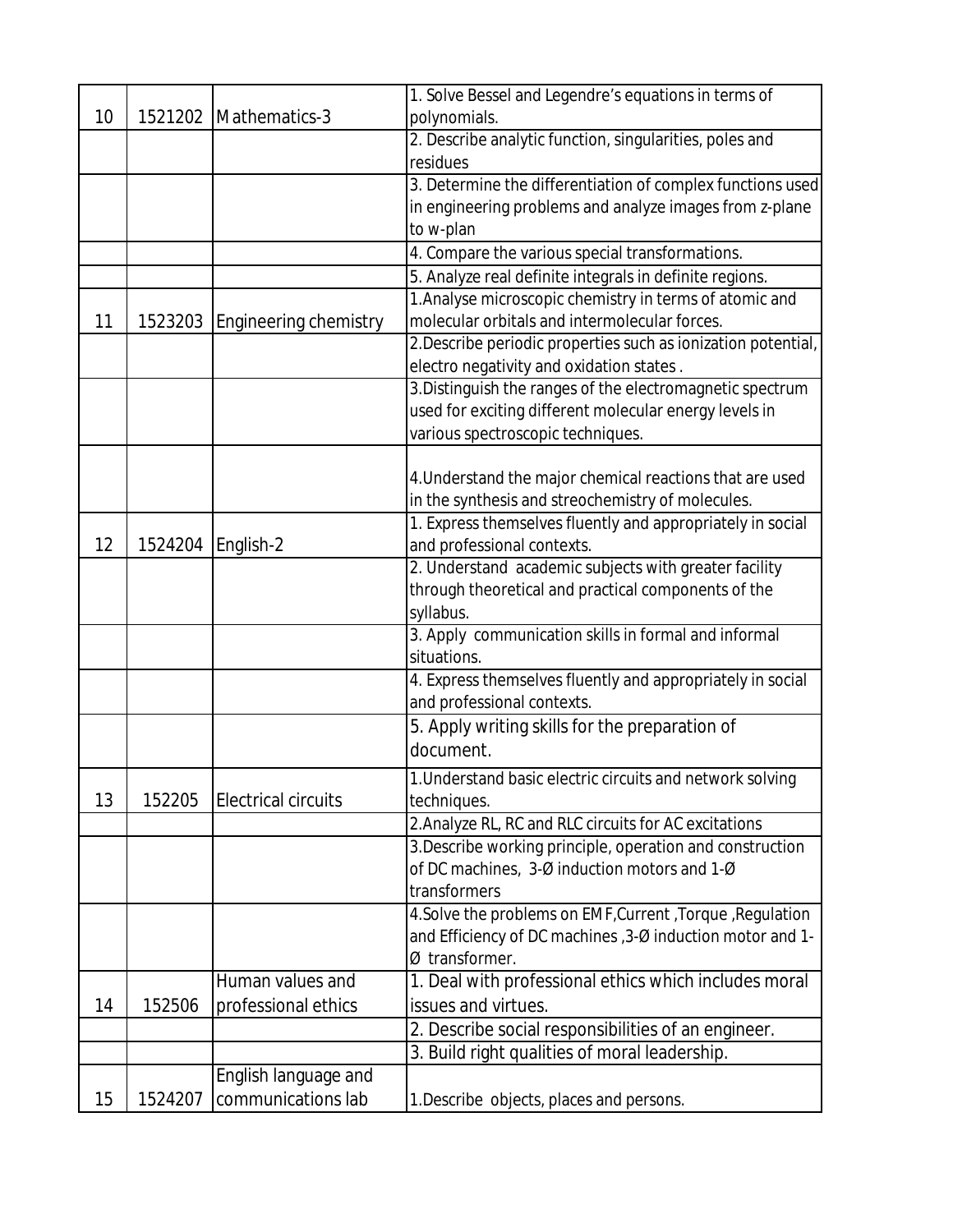| | | | |
|---|---|---|---|
| 10 | 1521202 | Mathematics-3 | 1. Solve Bessel and Legendre's equations in terms of polynomials. |
| | | | 2. Describe analytic function, singularities, poles and residues |
| | | | 3. Determine the differentiation of complex functions used in engineering problems and analyze images from z-plane to w-plan |
| | | | 4. Compare the various special transformations. |
| | | | 5. Analyze real definite integrals in definite regions. |
| 11 | 1523203 | Engineering chemistry | 1.Analyse microscopic chemistry in terms of atomic and molecular orbitals and intermolecular forces. |
| | | | 2.Describe periodic properties such as ionization potential, electro negativity and oxidation states . |
| | | | 3.Distinguish the ranges of the electromagnetic spectrum used for exciting different molecular energy levels in various spectroscopic techniques. |
| | | | 4.Understand the major chemical reactions that are used in the synthesis and streochemistry of molecules. |
| 12 | 1524204 | English-2 | 1. Express themselves fluently and appropriately in social and professional contexts. |
| | | | 2. Understand academic subjects with greater facility through theoretical and practical components of the syllabus. |
| | | | 3. Apply communication skills in formal and informal situations. |
| | | | 4. Express themselves fluently and appropriately in social and professional contexts. |
| | | | 5. Apply writing skills for the preparation of document. |
| 13 | 152205 | Electrical circuits | 1.Understand basic electric circuits and network solving techniques. |
| | | | 2.Analyze RL, RC and RLC circuits for AC excitations |
| | | | 3.Describe working principle, operation and construction of DC machines, 3-Ø induction motors and 1-Ø transformers |
| | | | 4.Solve the problems on EMF,Current ,Torque ,Regulation and Efficiency of DC machines ,3-Ø induction motor and 1-Ø transformer. |
| 14 | 152506 | Human values and professional ethics | 1. Deal with professional ethics which includes moral issues and virtues. |
| | | | 2. Describe social responsibilities of an engineer. |
| | | | 3. Build right qualities of moral leadership. |
| 15 | 1524207 | English language and communications lab | 1.Describe objects, places and persons. |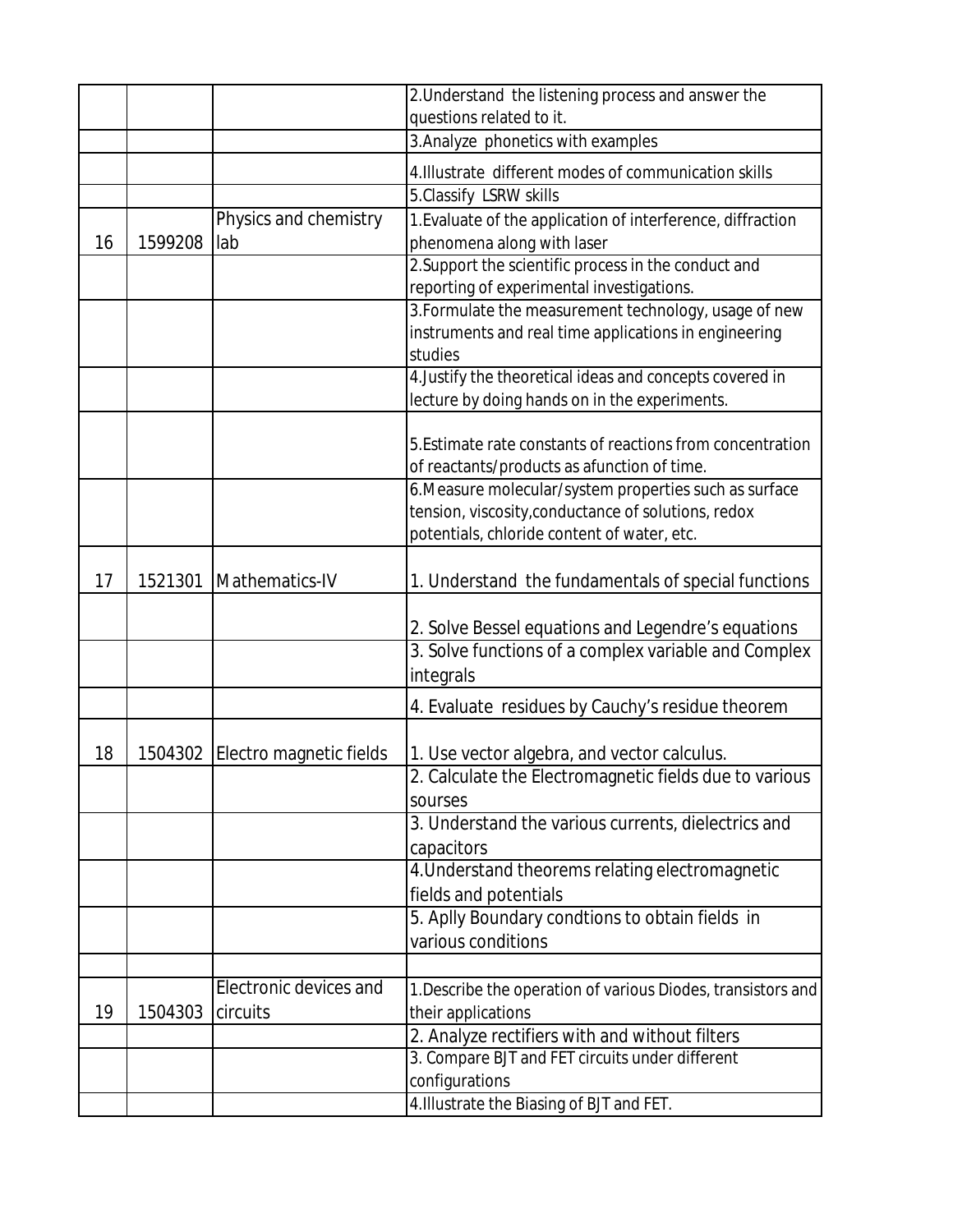| | | | |
|---|---|---|---|
| | | | 2.Understand the listening process and answer the questions related to it. |
| | | | 3.Analyze phonetics with examples |
| | | | 4.Illustrate different modes of communication skills |
| | | | 5.Classify LSRW skills |
| 16 | 1599208 | Physics and chemistry lab | 1.Evaluate of the application of interference, diffraction phenomena along with laser |
| | | | 2.Support the scientific process in the conduct and reporting of experimental investigations. |
| | | | 3.Formulate the measurement technology, usage of new instruments and real time applications in engineering studies |
| | | | 4.Justify the theoretical ideas and concepts covered in lecture by doing hands on in the experiments. |
| | | | 5.Estimate rate constants of reactions from concentration of reactants/products as afunction of time. |
| | | | 6.Measure molecular/system properties such as surface tension, viscosity,conductance of solutions, redox potentials, chloride content of water, etc. |
| 17 | 1521301 | Mathematics-IV | 1. Understand the fundamentals of special functions |
| | | | 2. Solve Bessel equations and Legendre's equations |
| | | | 3. Solve functions of a complex variable and Complex integrals |
| | | | 4. Evaluate residues by Cauchy's residue theorem |
| 18 | 1504302 | Electro magnetic fields | 1. Use vector algebra, and vector calculus. |
| | | | 2. Calculate the Electromagnetic fields due to various sourses |
| | | | 3. Understand the various currents, dielectrics and capacitors |
| | | | 4.Understand theorems relating electromagnetic fields and potentials |
| | | | 5. Aplly Boundary condtions to obtain fields in various conditions |
| | | | |
| 19 | 1504303 | Electronic devices and circuits | 1.Describe the operation of various Diodes, transistors and their applications |
| | | | 2. Analyze rectifiers with and without filters |
| | | | 3. Compare BJT and FET circuits under different configurations |
| | | | 4.Illustrate the Biasing of BJT and FET. |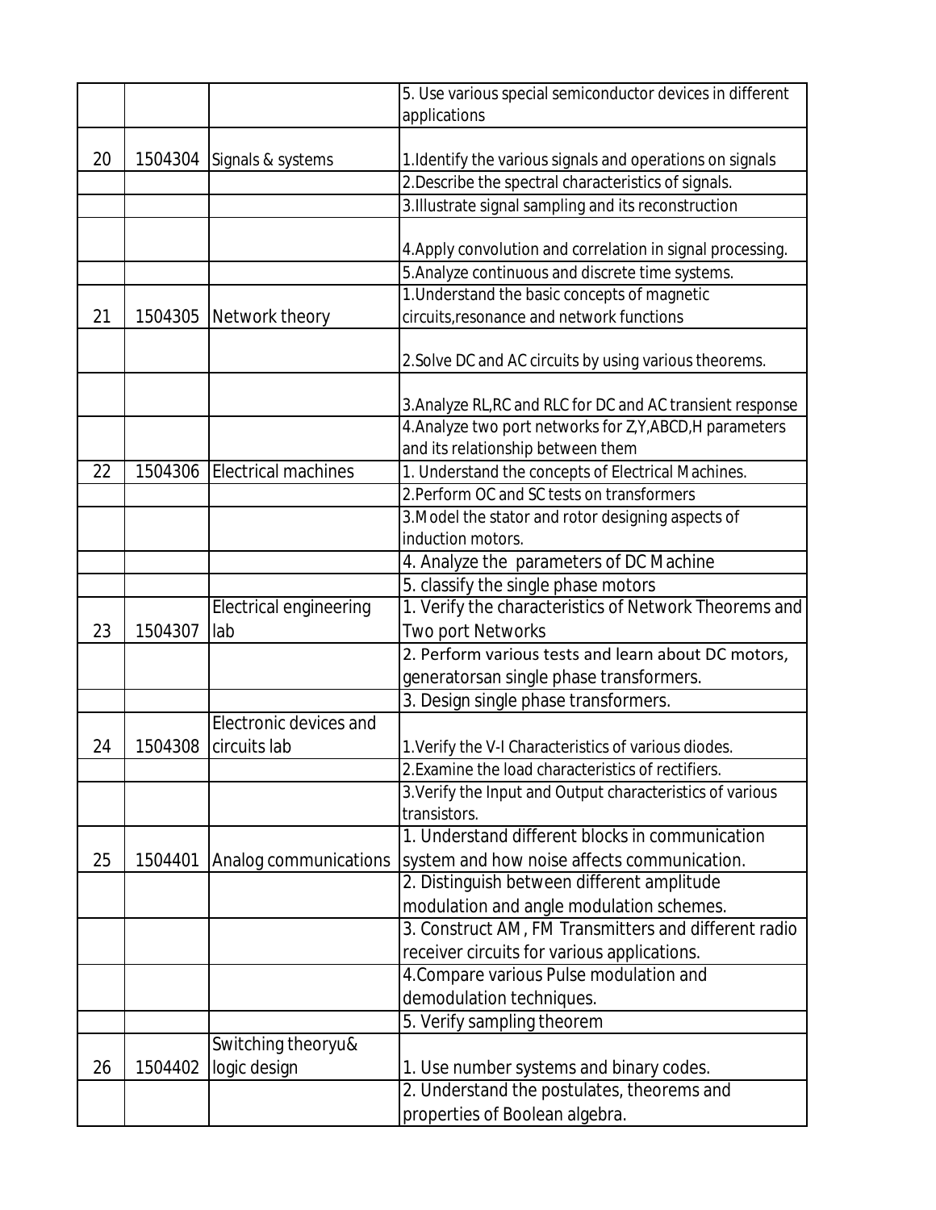| | | | |
|---|---|---|---|
| | | | 5. Use various special semiconductor devices in different applications |
| 20 | 1504304 | Signals & systems | 1.Identify the various signals and operations on signals |
| | | | 2.Describe the spectral characteristics of signals. |
| | | | 3.Illustrate signal sampling and its reconstruction |
| | | | 4.Apply convolution and correlation in signal processing. |
| | | | 5.Analyze continuous and discrete time systems. |
| 21 | 1504305 | Network theory | 1.Understand the basic concepts of magnetic circuits,resonance and network functions |
| | | | 2.Solve DC and AC circuits by using various theorems. |
| | | | 3.Analyze RL,RC and RLC for DC and AC transient response |
| | | | 4.Analyze two port networks for Z,Y,ABCD,H parameters and its relationship between them |
| 22 | 1504306 | Electrical machines | 1. Understand the concepts of Electrical Machines. |
| | | | 2.Perform OC and SC tests on transformers |
| | | | 3.Model the stator and rotor designing aspects of induction motors. |
| | | | 4. Analyze the parameters of DC Machine |
| | | | 5. classify the single phase motors |
| 23 | 1504307 | Electrical engineering lab | 1. Verify the characteristics of Network Theorems and Two port Networks |
| | | | 2. Perform various tests and learn about DC motors, generatorsan single phase transformers. |
| | | | 3. Design single phase transformers. |
| 24 | 1504308 | Electronic devices and circuits lab | 1.Verify the V-I Characteristics of various diodes. |
| | | | 2.Examine the load characteristics of rectifiers. |
| | | | 3.Verify the Input and Output characteristics of various transistors. |
| 25 | 1504401 | Analog communications | 1. Understand different blocks in communication system and how noise affects communication. |
| | | | 2. Distinguish between different amplitude modulation and angle modulation schemes. |
| | | | 3. Construct AM, FM Transmitters and different radio receiver circuits for various applications. |
| | | | 4.Compare various Pulse modulation and demodulation techniques. |
| | | | 5. Verify sampling theorem |
| 26 | 1504402 | Switching theoryu& logic design | 1. Use number systems and binary codes. |
| | | | 2. Understand the postulates, theorems and properties of Boolean algebra. |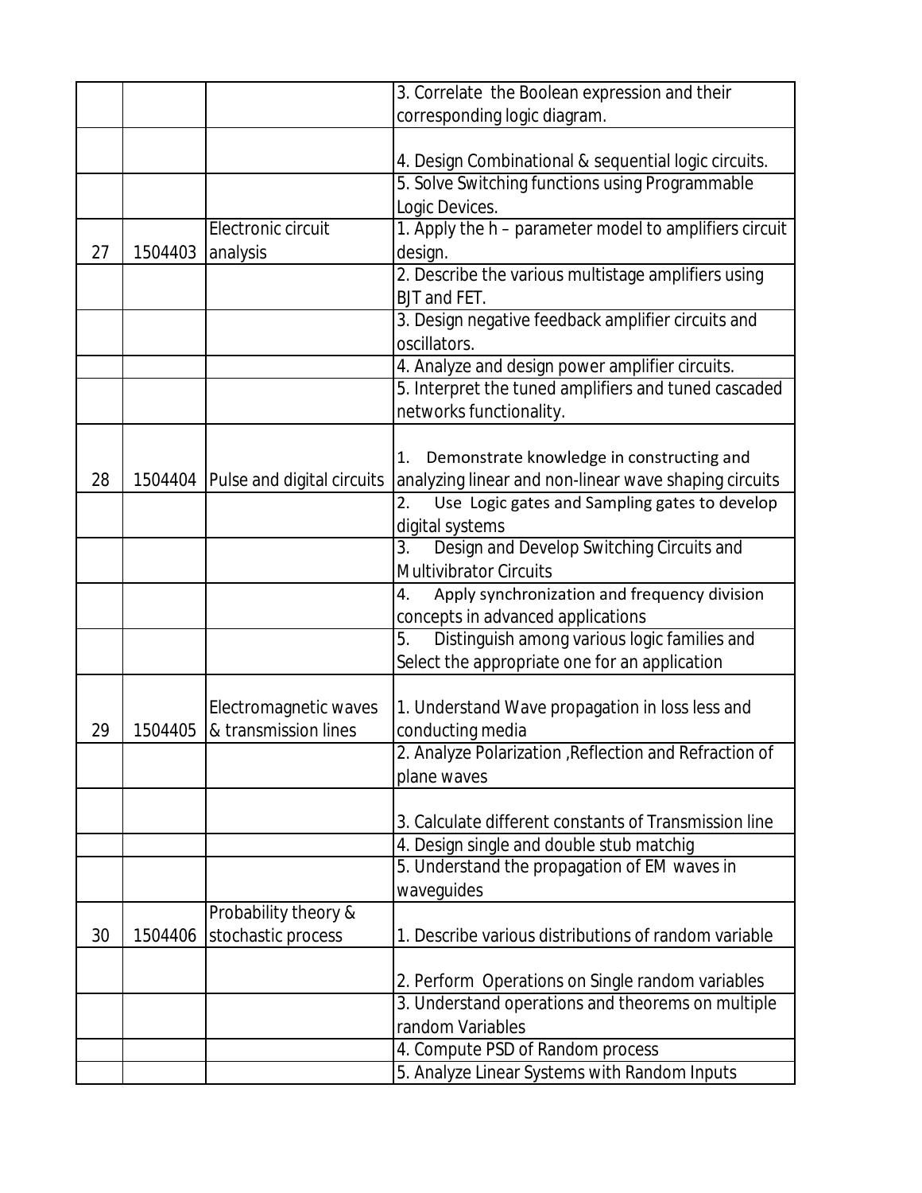| | | | |
|---|---|---|---|
| | | | 3. Correlate the Boolean expression and their corresponding logic diagram. |
| | | | 4. Design Combinational & sequential logic circuits. |
| | | | 5. Solve Switching functions using Programmable Logic Devices. |
| 27 | 1504403 | Electronic circuit analysis | 1. Apply the h – parameter model to amplifiers circuit design. |
| | | | 2. Describe the various multistage amplifiers using BJT and FET. |
| | | | 3. Design negative feedback amplifier circuits and oscillators. |
| | | | 4. Analyze and design power amplifier circuits. |
| | | | 5. Interpret the tuned amplifiers and tuned cascaded networks functionality. |
| 28 | 1504404 | Pulse and digital circuits | 1. Demonstrate knowledge in constructing and analyzing linear and non-linear wave shaping circuits |
| | | | 2. Use Logic gates and Sampling gates to develop digital systems |
| | | | 3. Design and Develop Switching Circuits and Multivibrator Circuits |
| | | | 4. Apply synchronization and frequency division concepts in advanced applications |
| | | | 5. Distinguish among various logic families and Select the appropriate one for an application |
| 29 | 1504405 | Electromagnetic waves & transmission lines | 1. Understand Wave propagation in loss less and conducting media |
| | | | 2. Analyze Polarization ,Reflection and Refraction of plane waves |
| | | | 3. Calculate different constants of Transmission line |
| | | | 4. Design single and double stub matchig |
| | | | 5. Understand the propagation of EM waves in waveguides |
| 30 | 1504406 | Probability theory & stochastic process | 1. Describe various distributions of random variable |
| | | | 2. Perform Operations on Single random variables |
| | | | 3. Understand operations and theorems on multiple random Variables |
| | | | 4. Compute PSD of Random process |
| | | | 5. Analyze Linear Systems with Random Inputs |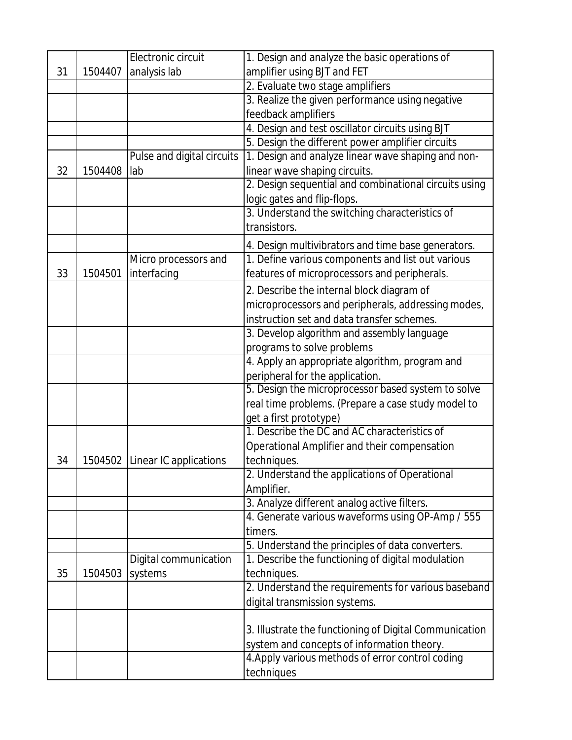| 31 | 1504407 | Electronic circuit analysis lab | 1. Design and analyze the basic operations of amplifier using BJT and FET |
|---|---|---|---|
| | | | 2. Evaluate two stage amplifiers |
| | | | 3. Realize the given performance using negative feedback amplifiers |
| | | | 4. Design and test oscillator circuits using BJT |
| | | | 5. Design the different power amplifier circuits |
| 32 | 1504408 | Pulse and digital circuits lab | 1. Design and analyze linear wave shaping and non-linear wave shaping circuits. |
| | | | 2. Design sequential and combinational circuits using logic gates and flip-flops. |
| | | | 3. Understand the switching characteristics of transistors. |
| | | | 4. Design multivibrators and time base generators. |
| 33 | 1504501 | Micro processors and interfacing | 1. Define various components and list out various features of microprocessors and peripherals. |
| | | | 2. Describe the internal block diagram of microprocessors and peripherals, addressing modes, instruction set and data transfer schemes. |
| | | | 3. Develop algorithm and assembly language programs to solve problems |
| | | | 4. Apply an appropriate algorithm, program and peripheral for the application. |
| | | | 5. Design the microprocessor based system to solve real time problems. (Prepare a case study model to get a first prototype) |
| 34 | 1504502 | Linear IC applications | 1. Describe the DC and AC characteristics of Operational Amplifier and their compensation techniques. |
| | | | 2. Understand the applications of Operational Amplifier. |
| | | | 3. Analyze different analog active filters. |
| | | | 4. Generate various waveforms using OP-Amp / 555 timers. |
| | | | 5. Understand the principles of data converters. |
| 35 | 1504503 | Digital communication systems | 1. Describe the functioning of digital modulation techniques. |
| | | | 2. Understand the requirements for various baseband digital transmission systems. |
| | | | 3. Illustrate the functioning of Digital Communication system and concepts of information theory. |
| | | | 4.Apply various methods of error control coding techniques |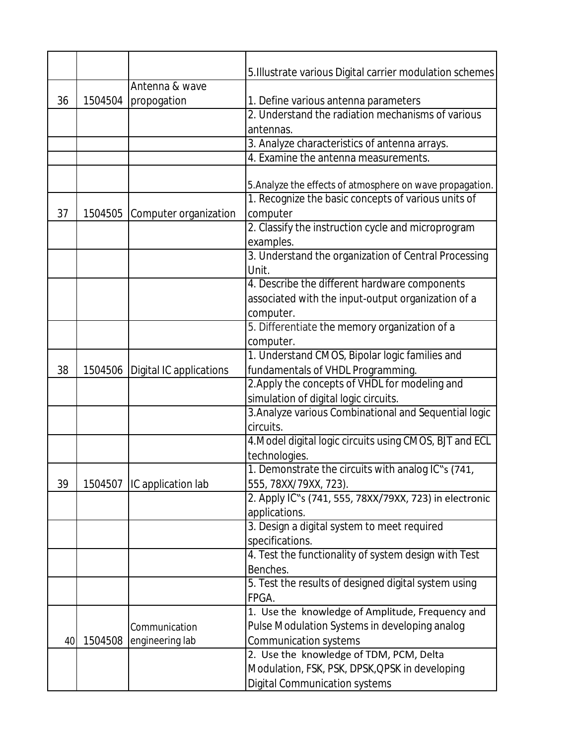| | | | |
|---|---|---|---|
| | | | 5.Illustrate various Digital carrier modulation schemes |
| 36 | 1504504 | Antenna & wave propogation | 1. Define various antenna parameters |
| | | | 2. Understand the radiation mechanisms of various antennas. |
| | | | 3. Analyze characteristics of antenna arrays. |
| | | | 4. Examine the antenna measurements. |
| | | | 5.Analyze the effects of atmosphere on wave propagation. |
| 37 | 1504505 | Computer organization | 1. Recognize the basic concepts of various units of computer |
| | | | 2. Classify the instruction cycle and microprogram examples. |
| | | | 3. Understand the organization of Central Processing Unit. |
| | | | 4. Describe the different hardware components associated with the input-output organization of a computer. |
| | | | 5. Differentiate the memory organization of a computer. |
| 38 | 1504506 | Digital IC applications | 1. Understand CMOS, Bipolar logic families and fundamentals of VHDL Programming. |
| | | | 2.Apply the concepts of VHDL for modeling and simulation of digital logic circuits. |
| | | | 3.Analyze various Combinational and Sequential logic circuits. |
| | | | 4.Model digital logic circuits using CMOS, BJT and ECL technologies. |
| 39 | 1504507 | IC application lab | 1. Demonstrate the circuits with analog IC"s (741, 555, 78XX/79XX, 723). |
| | | | 2. Apply IC"s (741, 555, 78XX/79XX, 723) in electronic applications. |
| | | | 3. Design a digital system to meet required specifications. |
| | | | 4. Test the functionality of system design with Test Benches. |
| | | | 5. Test the results of designed digital system using FPGA. |
| 40 | 1504508 | Communication engineering lab | 1. Use the knowledge of Amplitude, Frequency and Pulse Modulation Systems in developing analog Communication systems |
| | | | 2. Use the knowledge of TDM, PCM, Delta Modulation, FSK, PSK, DPSK,QPSK in developing Digital Communication systems |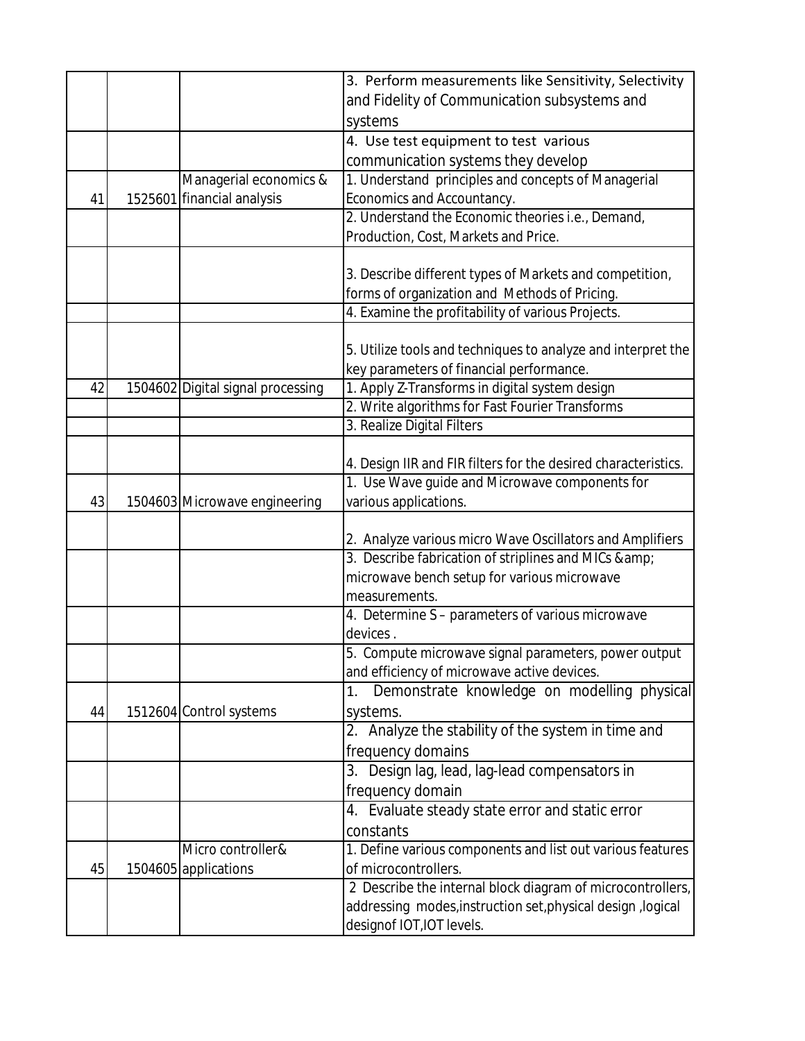| | | | |
|---|---|---|---|
| | | | 3. Perform measurements like Sensitivity, Selectivity and Fidelity of Communication subsystems and systems |
| | | | 4. Use test equipment to test various communication systems they develop |
| 41 | 1525601 | Managerial economics & financial analysis | 1. Understand principles and concepts of Managerial Economics and Accountancy. |
| | | | 2. Understand the Economic theories i.e., Demand, Production, Cost, Markets and Price. |
| | | | 3. Describe different types of Markets and competition, forms of organization and Methods of Pricing. |
| | | | 4. Examine the profitability of various Projects. |
| | | | 5. Utilize tools and techniques to analyze and interpret the key parameters of financial performance. |
| 42 | 1504602 | Digital signal processing | 1. Apply Z-Transforms in digital system design |
| | | | 2. Write algorithms for Fast Fourier Transforms |
| | | | 3. Realize Digital Filters |
| | | | 4. Design IIR and FIR filters for the desired characteristics. |
| 43 | 1504603 | Microwave engineering | 1. Use Wave guide and Microwave components for various applications. |
| | | | 2. Analyze various micro Wave Oscillators and Amplifiers |
| | | | 3. Describe fabrication of striplines and MICs &amp; microwave bench setup for various microwave measurements. |
| | | | 4. Determine S – parameters of various microwave devices . |
| | | | 5. Compute microwave signal parameters, power output and efficiency of microwave active devices. |
| 44 | 1512604 | Control systems | 1. Demonstrate knowledge on modelling physical systems. |
| | | | 2. Analyze the stability of the system in time and frequency domains |
| | | | 3. Design lag, lead, lag-lead compensators in frequency domain |
| | | | 4. Evaluate steady state error and static error constants |
| 45 | 1504605 | Micro controller& applications | 1. Define various components and list out various features of microcontrollers. |
| | | | 2 Describe the internal block diagram of microcontrollers, addressing modes,instruction set,physical design ,logical designof IOT,IOT levels. |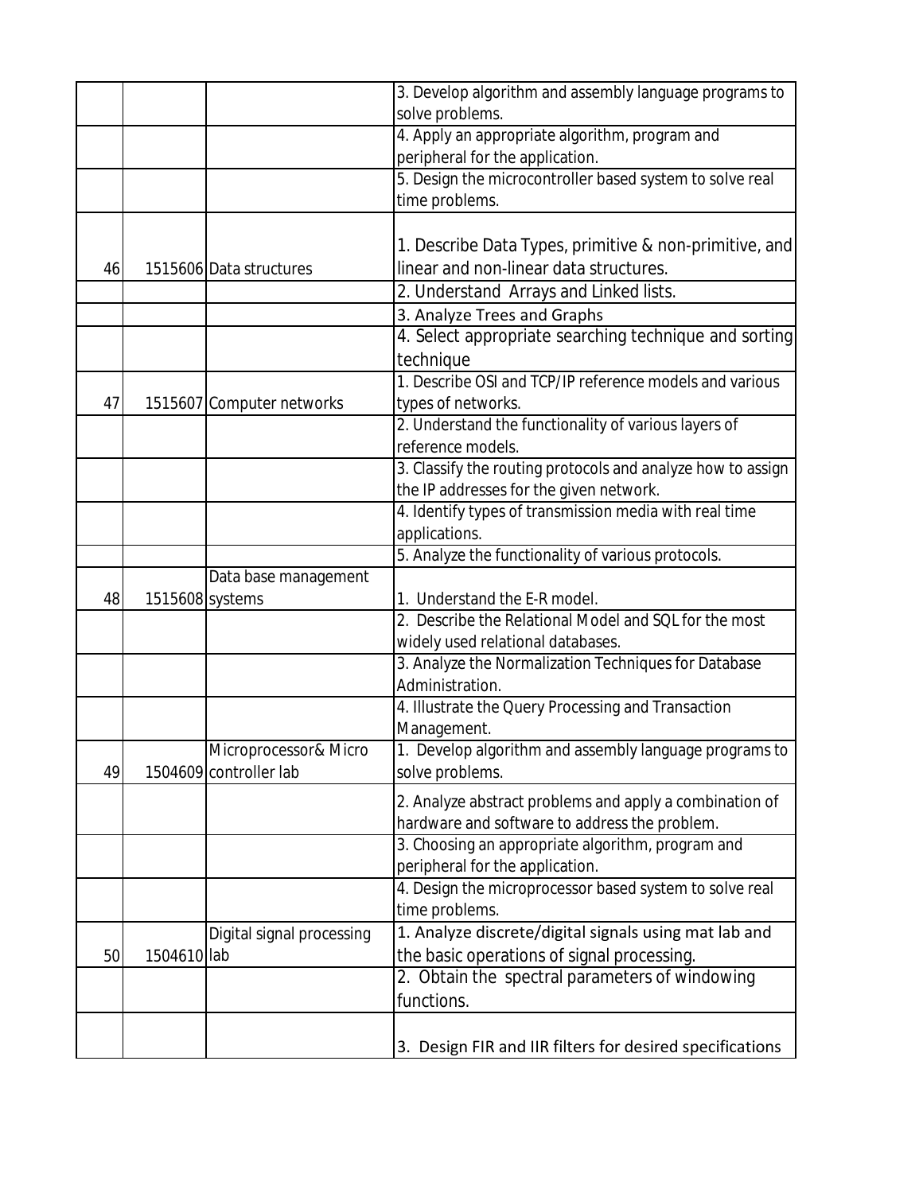| | | | |
|---|---|---|---|
| | | | 3. Develop algorithm and assembly language programs to solve problems. |
| | | | 4. Apply an appropriate algorithm, program and peripheral for the application. |
| | | | 5. Design the microcontroller based system to solve real time problems. |
| 46 | 1515606 | Data structures | 1. Describe Data Types, primitive & non-primitive, and linear and non-linear data structures. |
| | | | 2. Understand Arrays and Linked lists. |
| | | | 3. Analyze Trees and Graphs |
| | | | 4. Select appropriate searching technique and sorting technique |
| 47 | 1515607 | Computer networks | 1. Describe OSI and TCP/IP reference models and various types of networks. |
| | | | 2. Understand the functionality of various layers of reference models. |
| | | | 3. Classify the routing protocols and analyze how to assign the IP addresses for the given network. |
| | | | 4. Identify types of transmission media with real time applications. |
| | | | 5. Analyze the functionality of various protocols. |
| 48 | 1515608 | Data base management systems | 1. Understand the E-R model. |
| | | | 2. Describe the Relational Model and SQL for the most widely used relational databases. |
| | | | 3. Analyze the Normalization Techniques for Database Administration. |
| | | | 4. Illustrate the Query Processing and Transaction Management. |
| 49 | 1504609 | Microprocessor& Micro controller lab | 1. Develop algorithm and assembly language programs to solve problems. |
| | | | 2. Analyze abstract problems and apply a combination of hardware and software to address the problem. |
| | | | 3. Choosing an appropriate algorithm, program and peripheral for the application. |
| | | | 4. Design the microprocessor based system to solve real time problems. |
| 50 | 1504610 | Digital signal processing lab | 1. Analyze discrete/digital signals using mat lab and the basic operations of signal processing. |
| | | | 2. Obtain the spectral parameters of windowing functions. |
| | | | 3. Design FIR and IIR filters for desired specifications |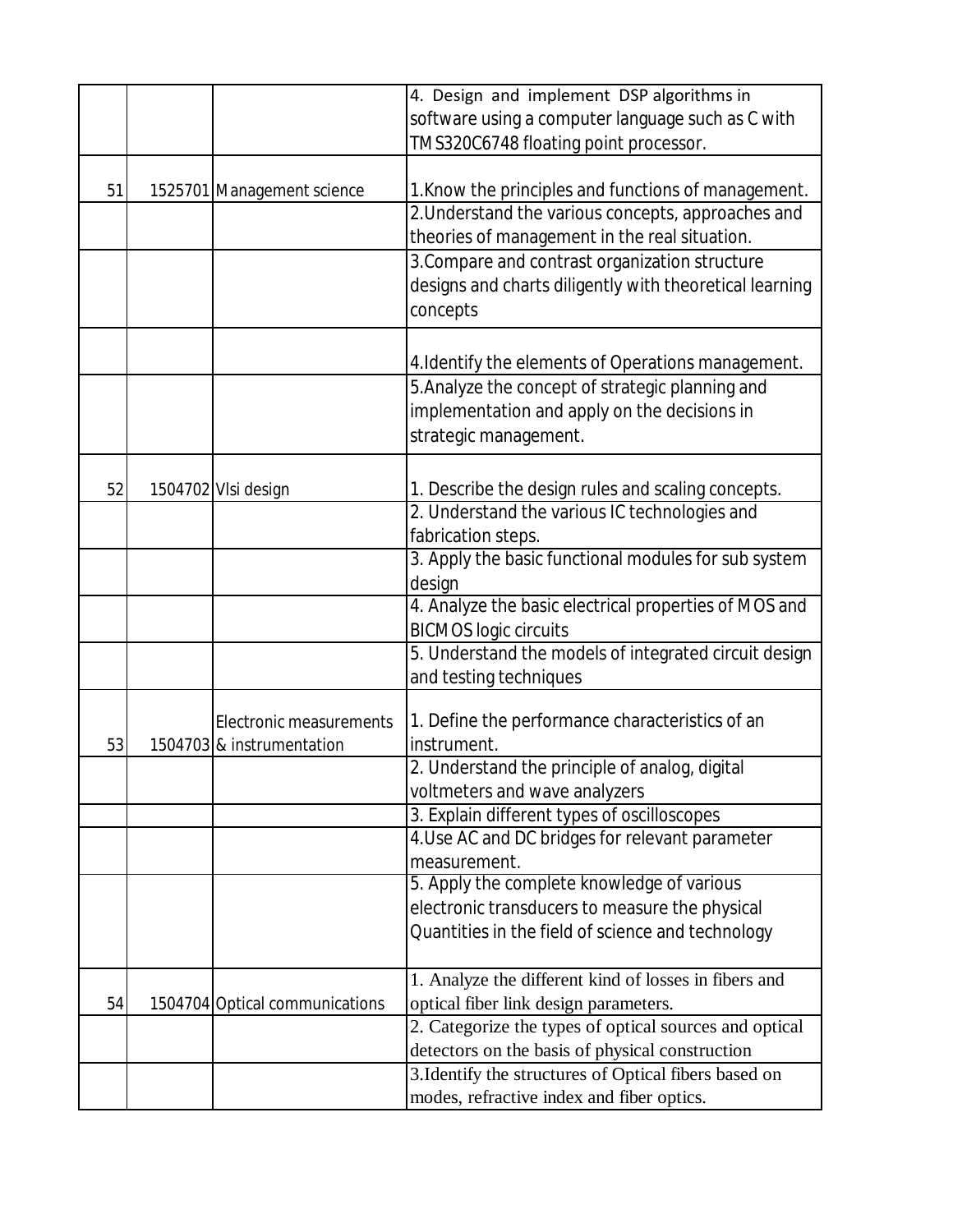| | | | |
|---|---|---|---|
| | | | 4. Design and implement DSP algorithms in software using a computer language such as C with TMS320C6748 floating point processor. |
| 51 | 1525701 | Management science | 1.Know the principles and functions of management. |
| | | | 2.Understand the various concepts, approaches and theories of management in the real situation. |
| | | | 3.Compare and contrast organization structure designs and charts diligently with theoretical learning concepts |
| | | | 4.Identify the elements of Operations management. |
| | | | 5.Analyze the concept of strategic planning and implementation and apply on the decisions in strategic management. |
| 52 | 1504702 | Vlsi design | 1. Describe the design rules and scaling concepts. |
| | | | 2. Understand the various IC technologies and fabrication steps. |
| | | | 3. Apply the basic functional modules for sub system design |
| | | | 4. Analyze the basic electrical properties of MOS and BICMOS logic circuits |
| | | | 5. Understand the models of integrated circuit design and testing techniques |
| 53 | 1504703 | Electronic measurements & instrumentation | 1. Define the performance characteristics of an instrument. |
| | | | 2. Understand the principle of analog, digital voltmeters and wave analyzers |
| | | | 3. Explain different types of oscilloscopes |
| | | | 4.Use AC and DC bridges for relevant parameter measurement. |
| | | | 5. Apply the complete knowledge of various electronic transducers to measure the physical Quantities in the field of science and technology |
| 54 | 1504704 | Optical communications | 1. Analyze the different kind of losses in fibers and optical fiber link design parameters. |
| | | | 2. Categorize the types of optical sources and optical detectors on the basis of physical construction |
| | | | 3.Identify the structures of Optical fibers based on modes, refractive index and fiber optics. |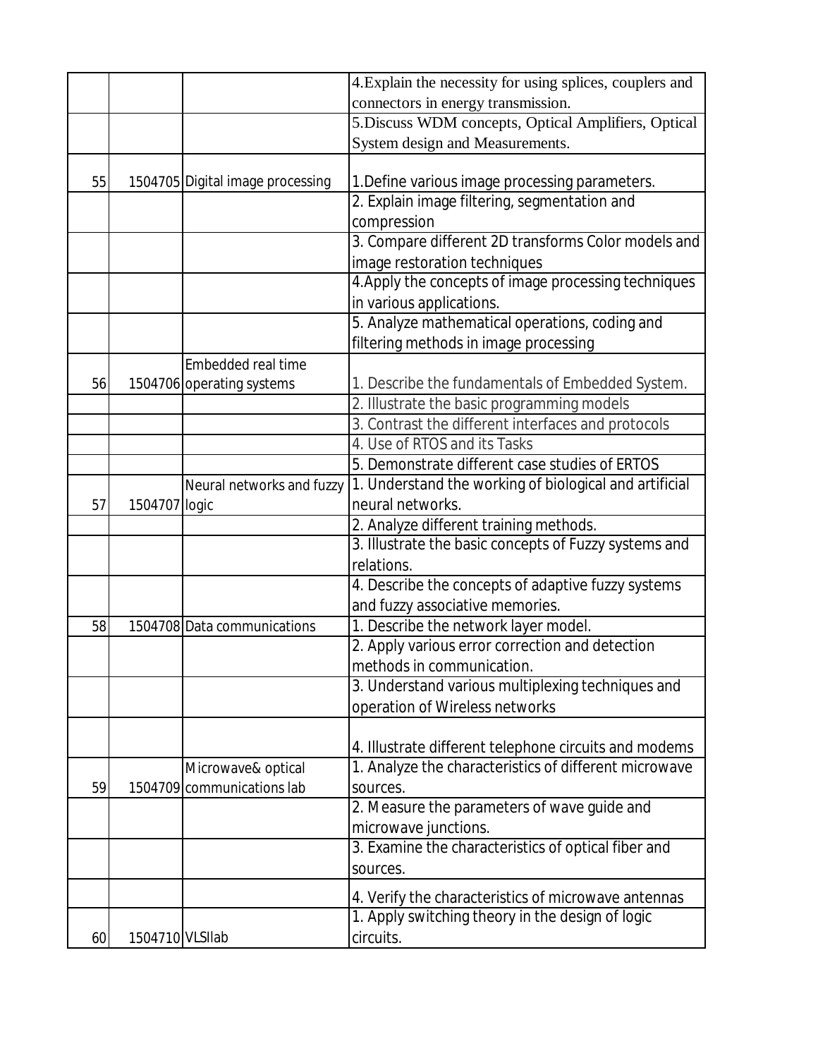| | | | |
|---|---|---|---|
| | | | 4.Explain the necessity for using splices, couplers and connectors in energy transmission. |
| | | | 5.Discuss WDM concepts, Optical Amplifiers, Optical System design and Measurements. |
| 55 | 1504705 | Digital image processing | 1.Define various image processing parameters. |
| | | | 2. Explain image filtering, segmentation and compression |
| | | | 3. Compare different 2D transforms Color models and image restoration techniques |
| | | | 4.Apply the concepts of image processing techniques in various applications. |
| | | | 5. Analyze mathematical operations, coding and filtering methods in image processing |
| 56 | 1504706 | Embedded real time operating systems | 1. Describe the fundamentals of Embedded System. |
| | | | 2. Illustrate the basic programming models |
| | | | 3. Contrast the different interfaces and protocols |
| | | | 4. Use of RTOS and its Tasks |
| | | | 5. Demonstrate different case studies of ERTOS |
| 57 | 1504707 | Neural networks and fuzzy logic | 1. Understand the working of biological and artificial neural networks. |
| | | | 2. Analyze different training methods. |
| | | | 3. Illustrate the basic concepts of Fuzzy systems and relations. |
| | | | 4. Describe the concepts of adaptive fuzzy systems and fuzzy associative memories. |
| 58 | 1504708 | Data communications | 1. Describe the network layer model. |
| | | | 2. Apply various error correction and detection methods in communication. |
| | | | 3. Understand various multiplexing techniques and operation of Wireless networks |
| | | | 4. Illustrate different telephone circuits and modems |
| 59 | 1504709 | Microwave& optical communications lab | 1. Analyze the characteristics of different microwave sources. |
| | | | 2. Measure the parameters of wave guide and microwave junctions. |
| | | | 3. Examine the characteristics of optical fiber and sources. |
| | | | 4. Verify the characteristics of microwave antennas |
| 60 | 1504710 | VLSIlab | 1. Apply switching theory in the design of logic circuits. |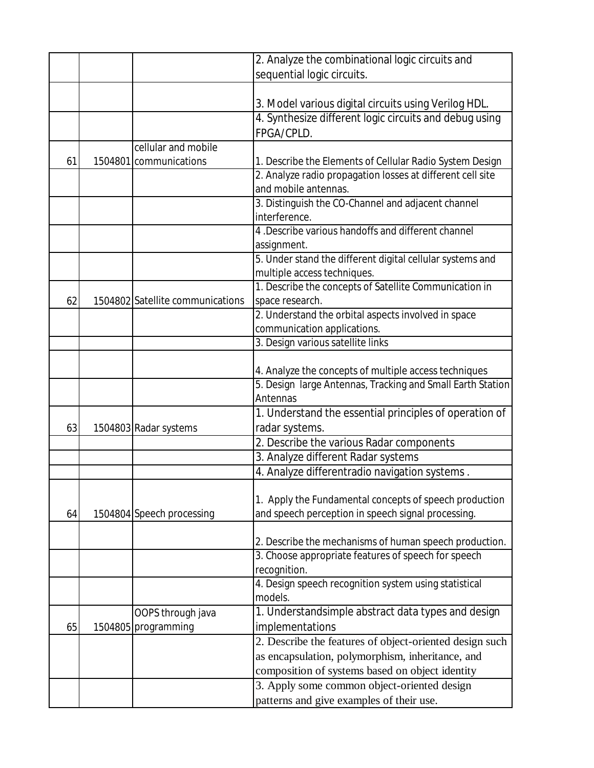| | | | |
|---|---|---|---|
| | | | 2. Analyze the combinational logic circuits and sequential logic circuits. |
| | | | 3. Model various digital circuits using Verilog HDL. |
| | | | 4. Synthesize different logic circuits and debug using FPGA/CPLD. |
| 61 | 1504801 | cellular and mobile communications | 1. Describe the Elements of Cellular Radio System Design |
| | | | 2. Analyze radio propagation losses at different cell site and mobile antennas. |
| | | | 3. Distinguish the CO-Channel and adjacent channel interference. |
| | | | 4 .Describe various handoffs and different channel assignment. |
| | | | 5. Under stand the different digital cellular systems and multiple access techniques. |
| 62 | 1504802 | Satellite communications | 1. Describe the concepts of Satellite Communication in space research. |
| | | | 2. Understand the orbital aspects involved in space communication applications. |
| | | | 3. Design various satellite links |
| | | | 4. Analyze the concepts of multiple access techniques |
| | | | 5. Design large Antennas, Tracking and Small Earth Station Antennas |
| 63 | 1504803 | Radar systems | 1. Understand the essential principles of operation of radar systems. |
| | | | 2. Describe the various Radar components |
| | | | 3. Analyze different Radar systems |
| | | | 4. Analyze differentradio navigation systems . |
| 64 | 1504804 | Speech processing | 1. Apply the Fundamental concepts of speech production and speech perception in speech signal processing. |
| | | | 2. Describe the mechanisms of human speech production. |
| | | | 3. Choose appropriate features of speech for speech recognition. |
| | | | 4. Design speech recognition system using statistical models. |
| 65 | 1504805 | OOPS through java programming | 1. Understandsimple abstract data types and design implementations |
| | | | 2. Describe the features of object-oriented design such as encapsulation, polymorphism, inheritance, and composition of systems based on object identity |
| | | | 3. Apply some common object-oriented design patterns and give examples of their use. |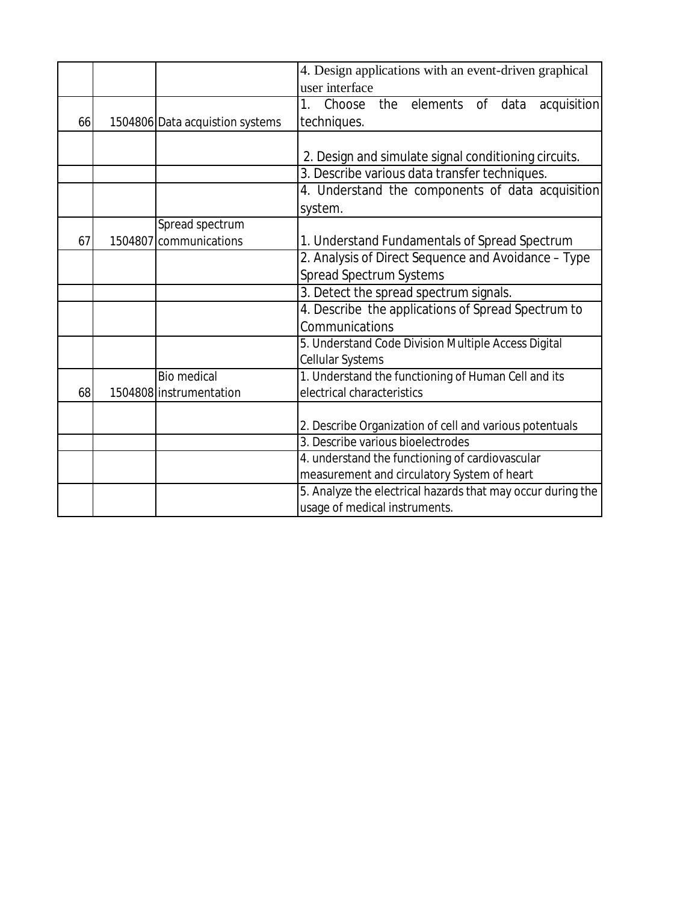| | | | |
|---|---|---|---|
| | | | 4. Design applications with an event-driven graphical user interface |
| 66 | 1504806 | Data acquistion systems | 1. Choose the elements of data acquisition techniques. |
| | | | 2. Design and simulate signal conditioning circuits. |
| | | | 3. Describe various data transfer techniques. |
| | | | 4. Understand the components of data acquisition system. |
| 67 | 1504807 | Spread spectrum communications | 1. Understand Fundamentals of Spread Spectrum |
| | | | 2. Analysis of Direct Sequence and Avoidance – Type Spread Spectrum Systems |
| | | | 3. Detect the spread spectrum signals. |
| | | | 4. Describe the applications of Spread Spectrum to Communications |
| | | | 5. Understand Code Division Multiple Access Digital Cellular Systems |
| 68 | 1504808 | Bio medical instrumentation | 1. Understand the functioning of Human Cell and its electrical characteristics |
| | | | 2. Describe Organization of cell and various potentuals |
| | | | 3. Describe various bioelectrodes |
| | | | 4. understand the functioning of cardiovascular measurement and circulatory System of heart |
| | | | 5. Analyze the electrical hazards that may occur during the usage of medical instruments. |